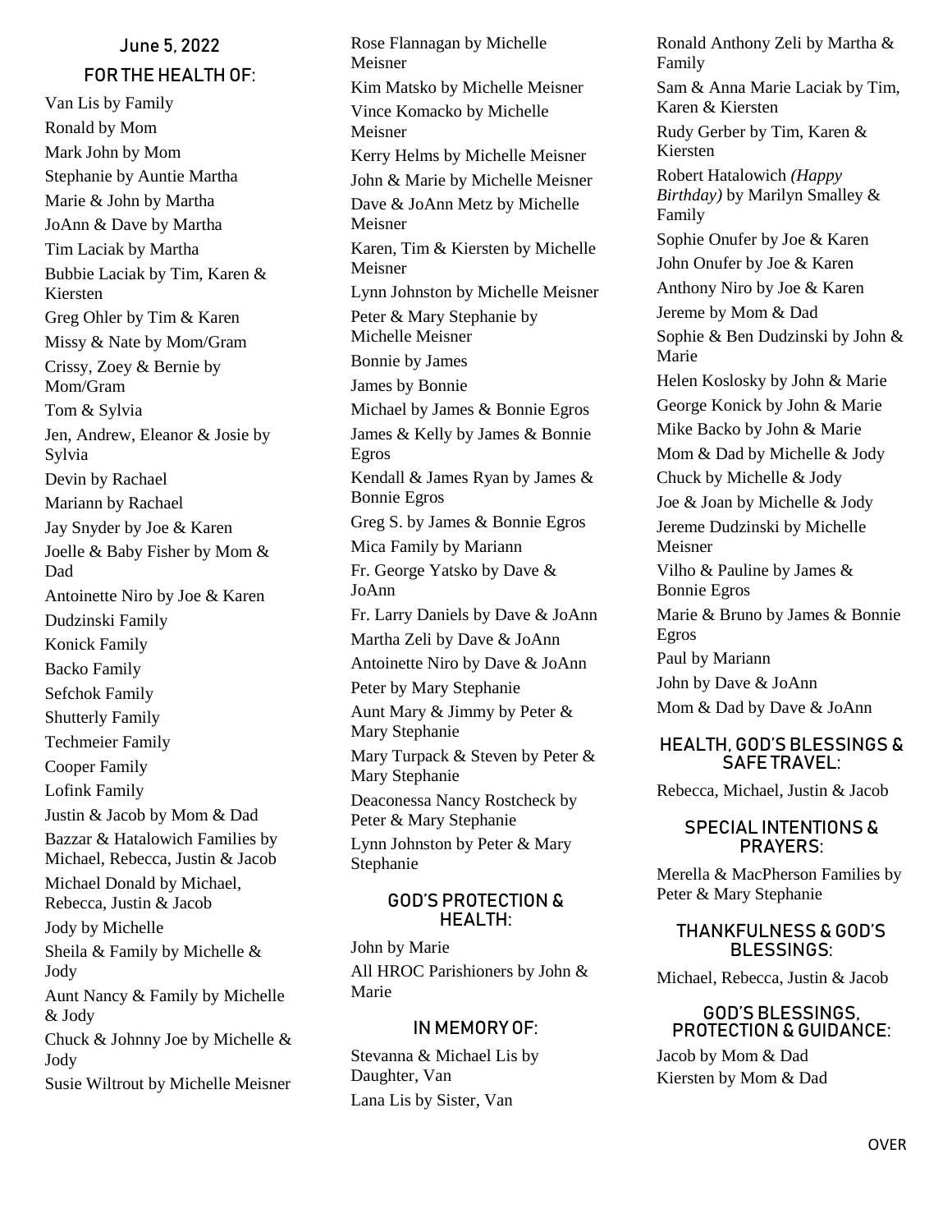## June 5, 2022

### FOR THE HEALTH OF:

Van Lis by Family
Ronald by Mom
Mark John by Mom
Stephanie by Auntie Martha
Marie & John by Martha
JoAnn & Dave by Martha
Tim Laciak by Martha
Bubbie Laciak by Tim, Karen & Kiersten
Greg Ohler by Tim & Karen
Missy & Nate by Mom/Gram
Crissy, Zoey & Bernie by Mom/Gram
Tom & Sylvia
Jen, Andrew, Eleanor & Josie by Sylvia
Devin by Rachael
Mariann by Rachael
Jay Snyder by Joe & Karen
Joelle & Baby Fisher by Mom & Dad
Antoinette Niro by Joe & Karen
Dudzinski Family
Konick Family
Backo Family
Sefchok Family
Shutterly Family
Techmeier Family
Cooper Family
Lofink Family
Justin & Jacob by Mom & Dad
Bazzar & Hatalowich Families by Michael, Rebecca, Justin & Jacob
Michael Donald by Michael, Rebecca, Justin & Jacob
Jody by Michelle
Sheila & Family by Michelle & Jody
Aunt Nancy & Family by Michelle & Jody
Chuck & Johnny Joe by Michelle & Jody
Susie Wiltrout by Michelle Meisner
Rose Flannagan by Michelle Meisner
Kim Matsko by Michelle Meisner
Vince Komacko by Michelle Meisner
Kerry Helms by Michelle Meisner
John & Marie by Michelle Meisner
Dave & JoAnn Metz by Michelle Meisner
Karen, Tim & Kiersten by Michelle Meisner
Lynn Johnston by Michelle Meisner
Peter & Mary Stephanie by Michelle Meisner
Bonnie by James
James by Bonnie
Michael by James & Bonnie Egros
James & Kelly by James & Bonnie Egros
Kendall & James Ryan by James & Bonnie Egros
Greg S. by James & Bonnie Egros
Mica Family by Mariann
Fr. George Yatsko by Dave & JoAnn
Fr. Larry Daniels by Dave & JoAnn
Martha Zeli by Dave & JoAnn
Antoinette Niro by Dave & JoAnn
Peter by Mary Stephanie
Aunt Mary & Jimmy by Peter & Mary Stephanie
Mary Turpack & Steven by Peter & Mary Stephanie
Deaconessa Nancy Rostcheck by Peter & Mary Stephanie
Lynn Johnston by Peter & Mary Stephanie
Ronald Anthony Zeli by Martha & Family
Sam & Anna Marie Laciak by Tim, Karen & Kiersten
Rudy Gerber by Tim, Karen & Kiersten
Robert Hatalowich *(Happy Birthday)* by Marilyn Smalley & Family
Sophie Onufer by Joe & Karen
John Onufer by Joe & Karen
Anthony Niro by Joe & Karen
Jereme by Mom & Dad
Sophie & Ben Dudzinski by John & Marie
Helen Koslosky by John & Marie
George Konick by John & Marie
Mike Backo by John & Marie
Mom & Dad by Michelle & Jody
Chuck by Michelle & Jody
Joe & Joan by Michelle & Jody
Jereme Dudzinski by Michelle Meisner
Vilho & Pauline by James & Bonnie Egros
Marie & Bruno by James & Bonnie Egros
Paul by Mariann
John by Dave & JoAnn
Mom & Dad by Dave & JoAnn

### GOD'S PROTECTION & HEALTH:

John by Marie
All HROC Parishioners by John & Marie

### IN MEMORY OF:

Stevanna & Michael Lis by Daughter, Van
Lana Lis by Sister, Van

### HEALTH, GOD'S BLESSINGS & SAFE TRAVEL:

Rebecca, Michael, Justin & Jacob

### SPECIAL INTENTIONS & PRAYERS:

Merella & MacPherson Families by Peter & Mary Stephanie

### THANKFULNESS & GOD'S BLESSINGS:

Michael, Rebecca, Justin & Jacob

### GOD'S BLESSINGS, PROTECTION & GUIDANCE:

Jacob by Mom & Dad
Kiersten by Mom & Dad

OVER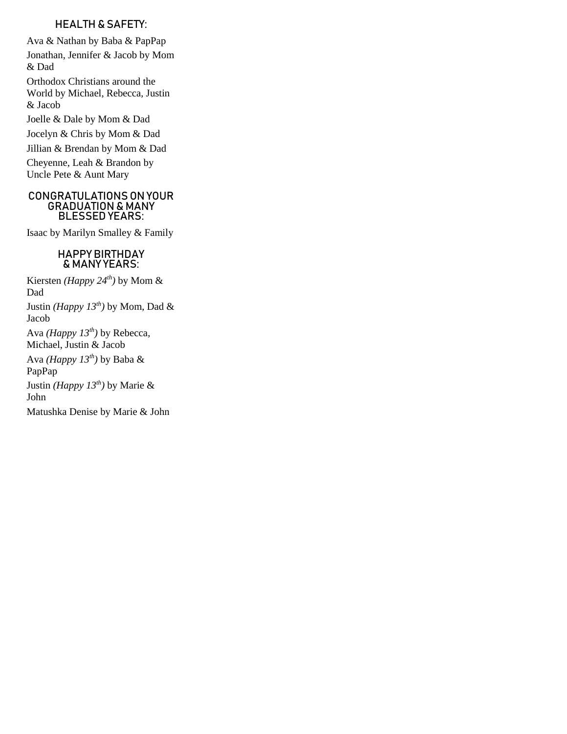## HEALTH & SAFETY:

Ava & Nathan by Baba & PapPap

Jonathan, Jennifer & Jacob by Mom & Dad

Orthodox Christians around the World by Michael, Rebecca, Justin & Jacob

Joelle & Dale by Mom & Dad

Jocelyn & Chris by Mom & Dad

Jillian & Brendan by Mom & Dad

Cheyenne, Leah & Brandon by Uncle Pete & Aunt Mary

## CONGRATULATIONS ON YOUR GRADUATION & MANY BLESSED YEARS:

Isaac by Marilyn Smalley & Family

## HAPPY BIRTHDAY & MANY YEARS:

Kiersten *(Happy 24th)* by Mom & Dad

Justin *(Happy 13th)* by Mom, Dad & Jacob

Ava *(Happy 13th)* by Rebecca, Michael, Justin & Jacob

Ava *(Happy 13th)* by Baba & PapPap

Justin *(Happy 13th)* by Marie & John

Matushka Denise by Marie & John